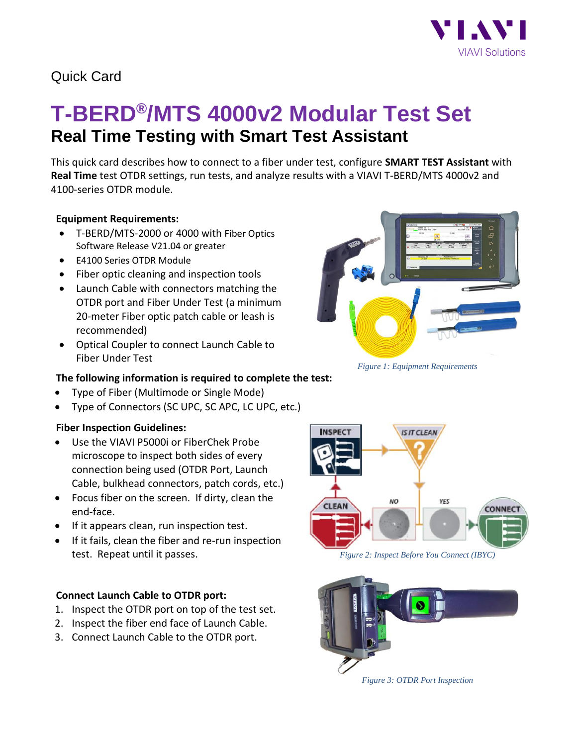Quick Card

# T-BERD®/MTS 4000v2 Modular Test Set

## Real Time Testing with Smart Test Assistant

This quick card describes how to connect to a fiber under test, configure **SMART TEST Assistant** with **Real Time** test OTDR settings, run tests, and analyze results with a VIAVI T-BERD/MTS 4000v2 and 4100-series OTDR module.

**Equipment Requirements:**

- T-BERD/MTS-2000 or 4000 with Fiber Optics Software Release V21.04 or greater
- E4100 Series OTDR Module
- Fiber optic cleaning and inspection tools
- Launch Cable with connectors matching the OTDR port and Fiber Under Test (a minimum 20-meter Fiber optic patch cable or leash is recommended)
- Optical Coupler to connect Launch Cable to Fiber Under Test

*Figure 1: Equipment Requirements*

**The following information is required to complete the test:**

- Type of Fiber (Multimode or Single Mode)
- Type of Connectors (SC UPC, SC APC, LC UPC, etc.)

**Fiber Inspection Guidelines:**

- Use the VIAVI P5000i or FiberChek Probe microscope to inspect both sides of every connection being used (OTDR Port, Launch Cable, bulkhead connectors, patch cords, etc.)
- Focus fiber on the screen. If dirty, clean the end-face.
- If it appears clean, run inspection test.
- If it fails, clean the fiber and re-run inspection test. Repeat until it passes.

*Figure 2: Inspect Before You Connect (IBYC)*

**Connect Launch Cable to OTDR port:**

1. Inspect the OTDR port on top of the test set.
2. Inspect the fiber end face of Launch Cable.
3. Connect Launch Cable to the OTDR port.

*Figure 3: OTDR Port Inspection*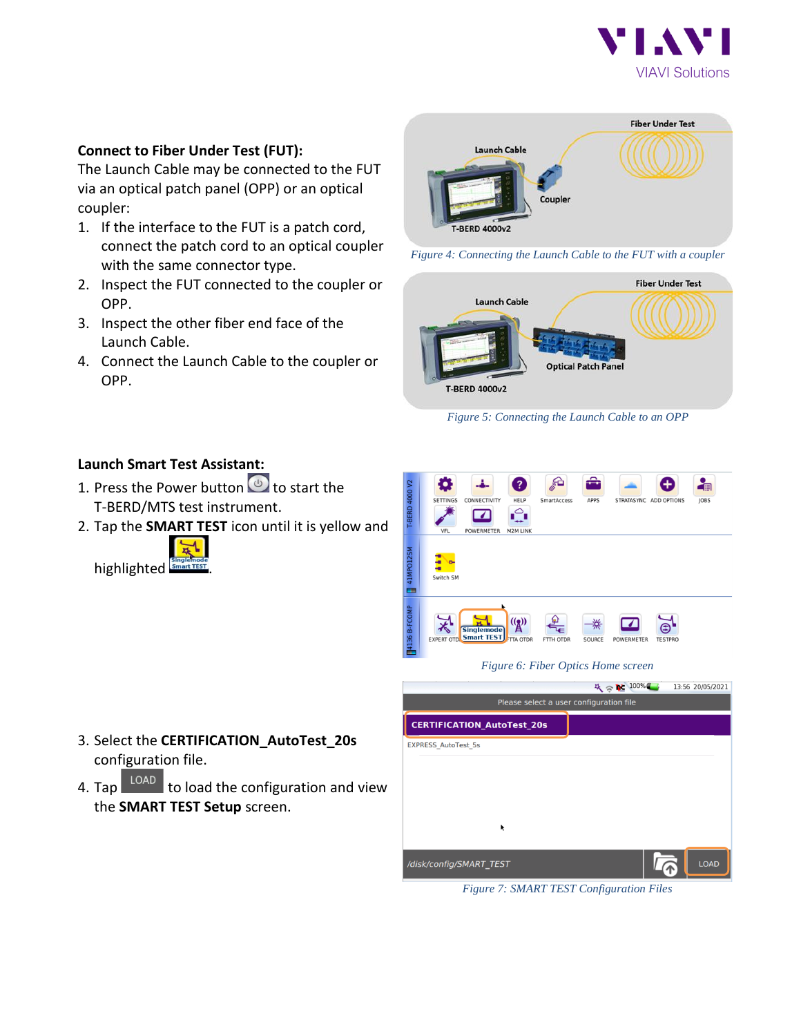**Connect to Fiber Under Test (FUT):**

The Launch Cable may be connected to the FUT via an optical patch panel (OPP) or an optical coupler:

1. If the interface to the FUT is a patch cord, connect the patch cord to an optical coupler with the same connector type.
2. Inspect the FUT connected to the coupler or OPP.
3. Inspect the other fiber end face of the Launch Cable.
4. Connect the Launch Cable to the coupler or OPP.

*Figure 4: Connecting the Launch Cable to the FUT with a coupler*

*Figure 5: Connecting the Launch Cable to an OPP*

**Launch Smart Test Assistant:**

1. Press the Power button to start the T-BERD/MTS test instrument.
2. Tap the **SMART TEST** icon until it is yellow and highlighted.

*Figure 6: Fiber Optics Home screen*

3. Select the **CERTIFICATION_AutoTest_20s** configuration file.
4. Tap LOAD to load the configuration and view the **SMART TEST Setup** screen.

*Figure 7: SMART TEST Configuration Files*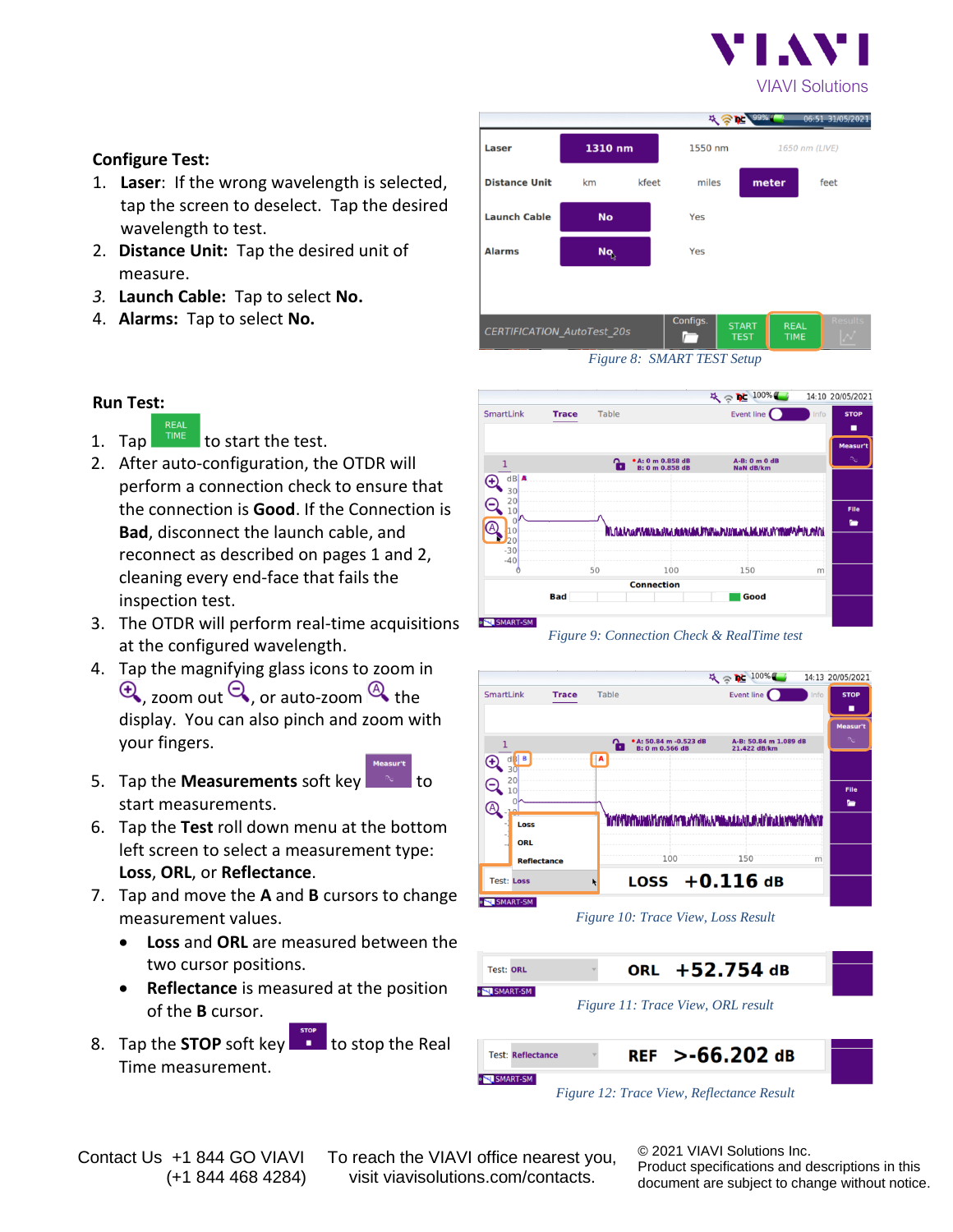## Configure Test:

1. **Laser**: If the wrong wavelength is selected, tap the screen to deselect. Tap the desired wavelength to test.
2. **Distance Unit:** Tap the desired unit of measure.
3. **Launch Cable:** Tap to select **No.**
4. **Alarms:** Tap to select **No.**

*Figure 8: SMART TEST Setup*

## Run Test:

1. Tap REAL TIME to start the test.
2. After auto-configuration, the OTDR will perform a connection check to ensure that the connection is **Good**. If the Connection is **Bad**, disconnect the launch cable, and reconnect as described on pages 1 and 2, cleaning every end-face that fails the inspection test.
3. The OTDR will perform real-time acquisitions at the configured wavelength.
4. Tap the magnifying glass icons to zoom in, zoom out, or auto-zoom the display. You can also pinch and zoom with your fingers.
5. Tap the **Measurements** soft key Measur't to start measurements.
6. Tap the **Test** roll down menu at the bottom left screen to select a measurement type: **Loss**, **ORL**, or **Reflectance**.
7. Tap and move the **A** and **B** cursors to change measurement values.
   - **Loss** and **ORL** are measured between the two cursor positions.
   - **Reflectance** is measured at the position of the **B** cursor.
8. Tap the **STOP** soft key STOP to stop the Real Time measurement.

*Figure 9: Connection Check & RealTime test*

*Figure 10: Trace View, Loss Result*

*Figure 11: Trace View, ORL result*

*Figure 12: Trace View, Reflectance Result*

Contact Us +1 844 GO VIAVI (+1 844 468 4284)

To reach the VIAVI office nearest you, visit viavisolutions.com/contacts.

© 2021 VIAVI Solutions Inc. Product specifications and descriptions in this document are subject to change without notice.